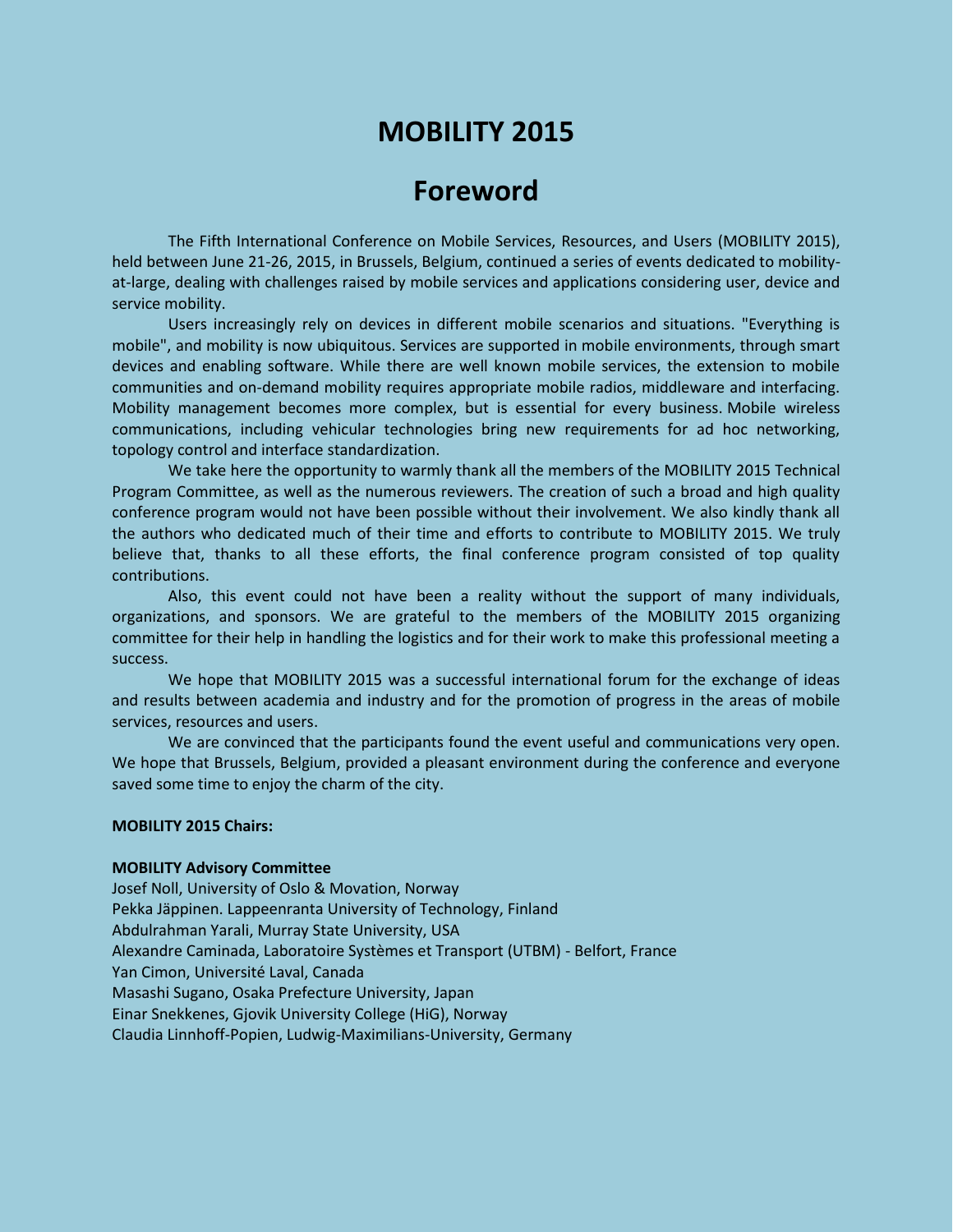# MOBILITY 2015

## Foreword

The Fifth International Conference on Mobile Services, Resources, and Users (MOBILITY 2015), held between June 21-26, 2015, in Brussels, Belgium, continued a series of events dedicated to mobility-at-large, dealing with challenges raised by mobile services and applications considering user, device and service mobility.

Users increasingly rely on devices in different mobile scenarios and situations. "Everything is mobile", and mobility is now ubiquitous. Services are supported in mobile environments, through smart devices and enabling software. While there are well known mobile services, the extension to mobile communities and on-demand mobility requires appropriate mobile radios, middleware and interfacing. Mobility management becomes more complex, but is essential for every business. Mobile wireless communications, including vehicular technologies bring new requirements for ad hoc networking, topology control and interface standardization.

We take here the opportunity to warmly thank all the members of the MOBILITY 2015 Technical Program Committee, as well as the numerous reviewers. The creation of such a broad and high quality conference program would not have been possible without their involvement. We also kindly thank all the authors who dedicated much of their time and efforts to contribute to MOBILITY 2015. We truly believe that, thanks to all these efforts, the final conference program consisted of top quality contributions.

Also, this event could not have been a reality without the support of many individuals, organizations, and sponsors. We are grateful to the members of the MOBILITY 2015 organizing committee for their help in handling the logistics and for their work to make this professional meeting a success.

We hope that MOBILITY 2015 was a successful international forum for the exchange of ideas and results between academia and industry and for the promotion of progress in the areas of mobile services, resources and users.

We are convinced that the participants found the event useful and communications very open. We hope that Brussels, Belgium, provided a pleasant environment during the conference and everyone saved some time to enjoy the charm of the city.

**MOBILITY 2015 Chairs:**

**MOBILITY Advisory Committee**

Josef Noll, University of Oslo & Movation, Norway
Pekka Jäppinen. Lappeenranta University of Technology, Finland
Abdulrahman Yarali, Murray State University, USA
Alexandre Caminada, Laboratoire Systèmes et Transport (UTBM) - Belfort, France
Yan Cimon, Université Laval, Canada
Masashi Sugano, Osaka Prefecture University, Japan
Einar Snekkenes, Gjovik University College (HiG), Norway
Claudia Linnhoff-Popien, Ludwig-Maximilians-University, Germany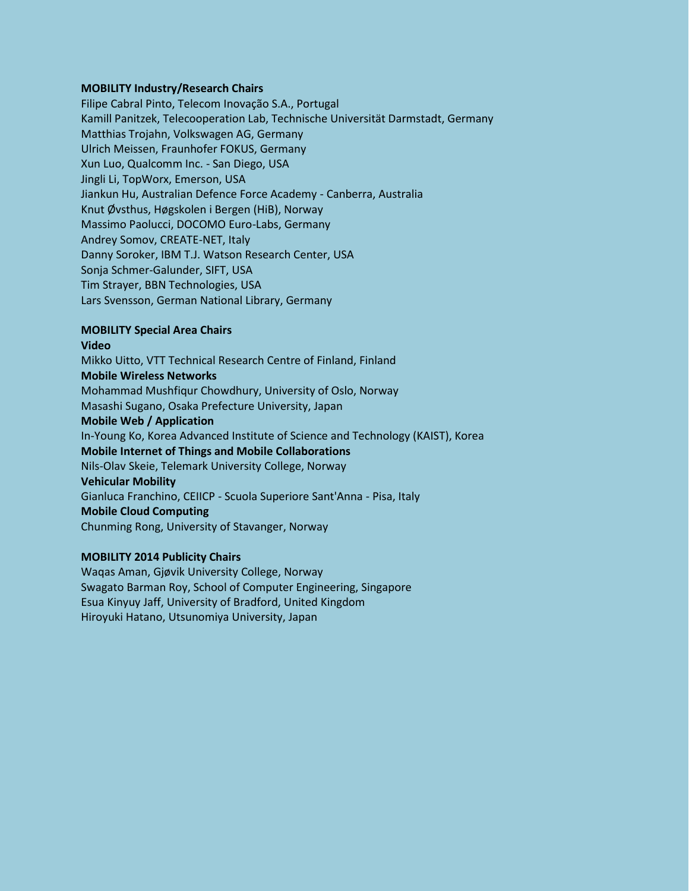**MOBILITY Industry/Research Chairs**

Filipe Cabral Pinto, Telecom Inovação S.A., Portugal
Kamill Panitzek, Telecooperation Lab, Technische Universität Darmstadt, Germany
Matthias Trojahn, Volkswagen AG, Germany
Ulrich Meissen, Fraunhofer FOKUS, Germany
Xun Luo, Qualcomm Inc. - San Diego, USA
Jingli Li, TopWorx, Emerson, USA
Jiankun Hu, Australian Defence Force Academy - Canberra, Australia
Knut Øvsthus, Høgskolen i Bergen (HiB), Norway
Massimo Paolucci, DOCOMO Euro-Labs, Germany
Andrey Somov, CREATE-NET, Italy
Danny Soroker, IBM T.J. Watson Research Center, USA
Sonja Schmer-Galunder, SIFT, USA
Tim Strayer, BBN Technologies, USA
Lars Svensson, German National Library, Germany

**MOBILITY Special Area Chairs**

**Video**
Mikko Uitto, VTT Technical Research Centre of Finland, Finland

**Mobile Wireless Networks**
Mohammad Mushfiqur Chowdhury, University of Oslo, Norway
Masashi Sugano, Osaka Prefecture University, Japan

**Mobile Web / Application**
In-Young Ko, Korea Advanced Institute of Science and Technology (KAIST), Korea

**Mobile Internet of Things and Mobile Collaborations**
Nils-Olav Skeie, Telemark University College, Norway

**Vehicular Mobility**
Gianluca Franchino, CEIICP - Scuola Superiore Sant'Anna - Pisa, Italy

**Mobile Cloud Computing**
Chunming Rong, University of Stavanger, Norway

**MOBILITY 2014 Publicity Chairs**

Waqas Aman, Gjøvik University College, Norway
Swagato Barman Roy, School of Computer Engineering, Singapore
Esua Kinyuy Jaff, University of Bradford, United Kingdom
Hiroyuki Hatano, Utsunomiya University, Japan